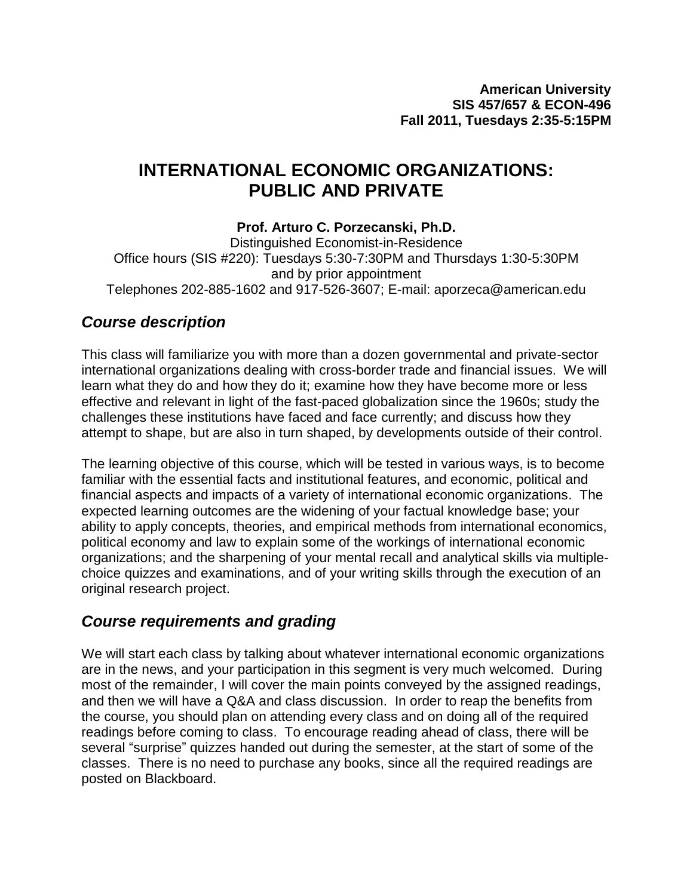**American University**
**SIS 457/657 & ECON-496**
**Fall 2011, Tuesdays 2:35-5:15PM**

# INTERNATIONAL ECONOMIC ORGANIZATIONS: PUBLIC AND PRIVATE

**Prof. Arturo C. Porzecanski, Ph.D.**
Distinguished Economist-in-Residence
Office hours (SIS #220): Tuesdays 5:30-7:30PM and Thursdays 1:30-5:30PM and by prior appointment
Telephones 202-885-1602 and 917-526-3607; E-mail: aporzeca@american.edu

## *Course description*

This class will familiarize you with more than a dozen governmental and private-sector international organizations dealing with cross-border trade and financial issues. We will learn what they do and how they do it; examine how they have become more or less effective and relevant in light of the fast-paced globalization since the 1960s; study the challenges these institutions have faced and face currently; and discuss how they attempt to shape, but are also in turn shaped, by developments outside of their control.

The learning objective of this course, which will be tested in various ways, is to become familiar with the essential facts and institutional features, and economic, political and financial aspects and impacts of a variety of international economic organizations. The expected learning outcomes are the widening of your factual knowledge base; your ability to apply concepts, theories, and empirical methods from international economics, political economy and law to explain some of the workings of international economic organizations; and the sharpening of your mental recall and analytical skills via multiple-choice quizzes and examinations, and of your writing skills through the execution of an original research project.

## *Course requirements and grading*

We will start each class by talking about whatever international economic organizations are in the news, and your participation in this segment is very much welcomed. During most of the remainder, I will cover the main points conveyed by the assigned readings, and then we will have a Q&A and class discussion. In order to reap the benefits from the course, you should plan on attending every class and on doing all of the required readings before coming to class. To encourage reading ahead of class, there will be several "surprise" quizzes handed out during the semester, at the start of some of the classes. There is no need to purchase any books, since all the required readings are posted on Blackboard.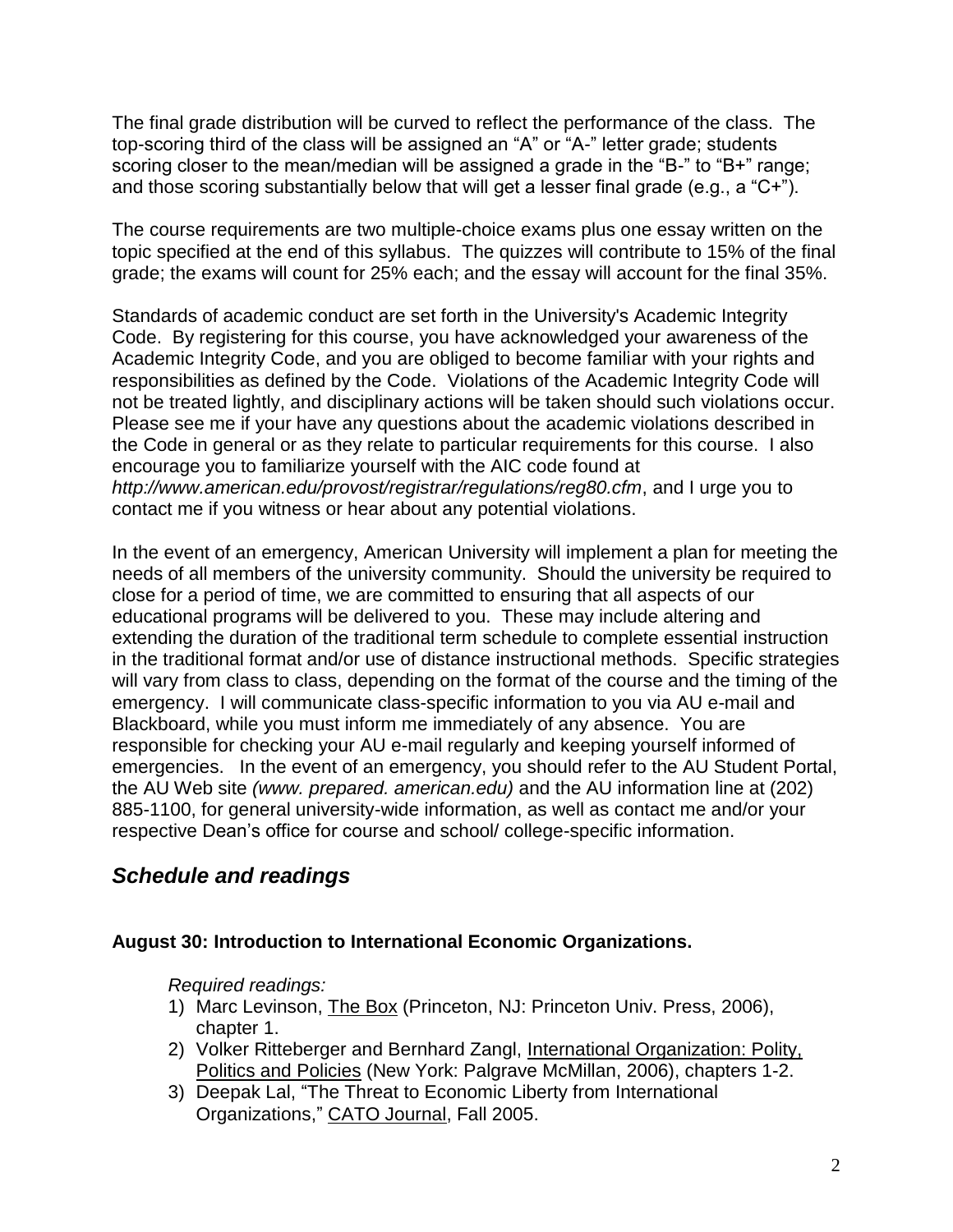The final grade distribution will be curved to reflect the performance of the class. The top-scoring third of the class will be assigned an "A" or "A-" letter grade; students scoring closer to the mean/median will be assigned a grade in the "B-" to "B+" range; and those scoring substantially below that will get a lesser final grade (e.g., a "C+").

The course requirements are two multiple-choice exams plus one essay written on the topic specified at the end of this syllabus. The quizzes will contribute to 15% of the final grade; the exams will count for 25% each; and the essay will account for the final 35%.

Standards of academic conduct are set forth in the University's Academic Integrity Code. By registering for this course, you have acknowledged your awareness of the Academic Integrity Code, and you are obliged to become familiar with your rights and responsibilities as defined by the Code. Violations of the Academic Integrity Code will not be treated lightly, and disciplinary actions will be taken should such violations occur. Please see me if your have any questions about the academic violations described in the Code in general or as they relate to particular requirements for this course. I also encourage you to familiarize yourself with the AIC code found at *http://www.american.edu/provost/registrar/regulations/reg80.cfm*, and I urge you to contact me if you witness or hear about any potential violations.

In the event of an emergency, American University will implement a plan for meeting the needs of all members of the university community. Should the university be required to close for a period of time, we are committed to ensuring that all aspects of our educational programs will be delivered to you. These may include altering and extending the duration of the traditional term schedule to complete essential instruction in the traditional format and/or use of distance instructional methods. Specific strategies will vary from class to class, depending on the format of the course and the timing of the emergency. I will communicate class-specific information to you via AU e-mail and Blackboard, while you must inform me immediately of any absence. You are responsible for checking your AU e-mail regularly and keeping yourself informed of emergencies. In the event of an emergency, you should refer to the AU Student Portal, the AU Web site *(www. prepared. american.edu)* and the AU information line at (202) 885-1100, for general university-wide information, as well as contact me and/or your respective Dean's office for course and school/ college-specific information.

## *Schedule and readings*

**August 30: Introduction to International Economic Organizations.**

*Required readings:*

1) Marc Levinson, The Box (Princeton, NJ: Princeton Univ. Press, 2006), chapter 1.
2) Volker Ritteberger and Bernhard Zangl, International Organization: Polity, Politics and Policies (New York: Palgrave McMillan, 2006), chapters 1-2.
3) Deepak Lal, "The Threat to Economic Liberty from International Organizations," CATO Journal, Fall 2005.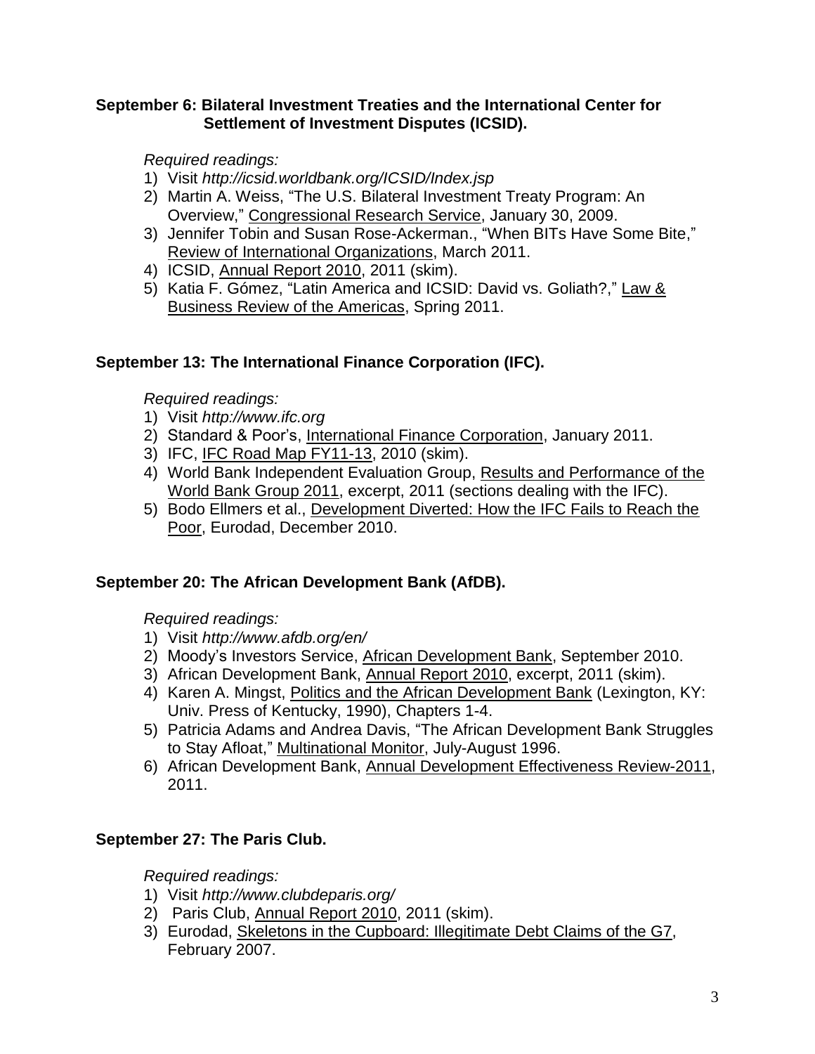**September 6: Bilateral Investment Treaties and the International Center for Settlement of Investment Disputes (ICSID).**

*Required readings:*

1) Visit *http://icsid.worldbank.org/ICSID/Index.jsp*
2) Martin A. Weiss, "The U.S. Bilateral Investment Treaty Program: An Overview," Congressional Research Service, January 30, 2009.
3) Jennifer Tobin and Susan Rose-Ackerman., "When BITs Have Some Bite," Review of International Organizations, March 2011.
4) ICSID, Annual Report 2010, 2011 (skim).
5) Katia F. Gómez, "Latin America and ICSID: David vs. Goliath?," Law & Business Review of the Americas, Spring 2011.

**September 13: The International Finance Corporation (IFC).**

*Required readings:*

1) Visit *http://www.ifc.org*
2) Standard & Poor's, International Finance Corporation, January 2011.
3) IFC, IFC Road Map FY11-13, 2010 (skim).
4) World Bank Independent Evaluation Group, Results and Performance of the World Bank Group 2011, excerpt, 2011 (sections dealing with the IFC).
5) Bodo Ellmers et al., Development Diverted: How the IFC Fails to Reach the Poor, Eurodad, December 2010.

**September 20: The African Development Bank (AfDB).**

*Required readings:*

1) Visit *http://www.afdb.org/en/*
2) Moody's Investors Service, African Development Bank, September 2010.
3) African Development Bank, Annual Report 2010, excerpt, 2011 (skim).
4) Karen A. Mingst, Politics and the African Development Bank (Lexington, KY: Univ. Press of Kentucky, 1990), Chapters 1-4.
5) Patricia Adams and Andrea Davis, "The African Development Bank Struggles to Stay Afloat," Multinational Monitor, July-August 1996.
6) African Development Bank, Annual Development Effectiveness Review-2011, 2011.

**September 27: The Paris Club.**

*Required readings:*

1) Visit *http://www.clubdeparis.org/*
2) Paris Club, Annual Report 2010, 2011 (skim).
3) Eurodad, Skeletons in the Cupboard: Illegitimate Debt Claims of the G7, February 2007.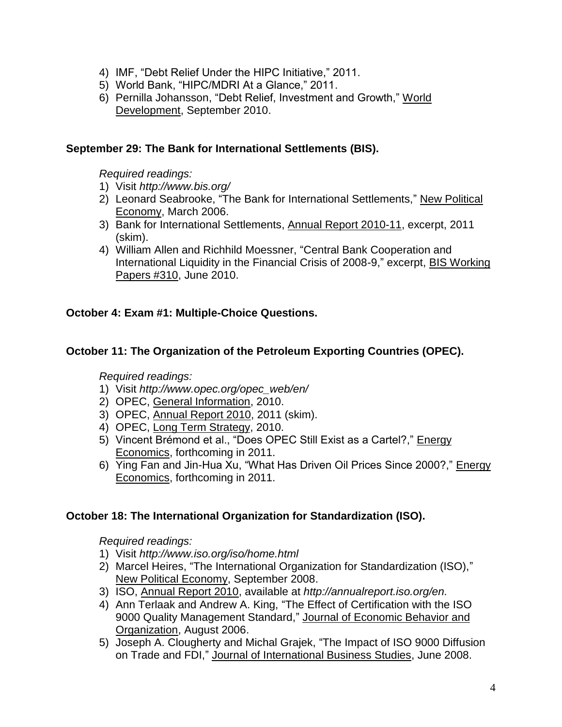4) IMF, "Debt Relief Under the HIPC Initiative," 2011.
5) World Bank, "HIPC/MDRI At a Glance," 2011.
6) Pernilla Johansson, "Debt Relief, Investment and Growth," World Development, September 2010.

**September 29: The Bank for International Settlements (BIS).**

*Required readings:*

1) Visit *http://www.bis.org/*
2) Leonard Seabrooke, "The Bank for International Settlements," New Political Economy, March 2006.
3) Bank for International Settlements, Annual Report 2010-11, excerpt, 2011 (skim).
4) William Allen and Richhild Moessner, "Central Bank Cooperation and International Liquidity in the Financial Crisis of 2008-9," excerpt, BIS Working Papers #310, June 2010.

**October 4: Exam #1: Multiple-Choice Questions.**

**October 11: The Organization of the Petroleum Exporting Countries (OPEC).**

*Required readings:*

1) Visit *http://www.opec.org/opec_web/en/*
2) OPEC, General Information, 2010.
3) OPEC, Annual Report 2010, 2011 (skim).
4) OPEC, Long Term Strategy, 2010.
5) Vincent Brémond et al., "Does OPEC Still Exist as a Cartel?," Energy Economics, forthcoming in 2011.
6) Ying Fan and Jin-Hua Xu, "What Has Driven Oil Prices Since 2000?," Energy Economics, forthcoming in 2011.

**October 18: The International Organization for Standardization (ISO).**

*Required readings:*

1) Visit *http://www.iso.org/iso/home.html*
2) Marcel Heires, "The International Organization for Standardization (ISO)," New Political Economy, September 2008.
3) ISO, Annual Report 2010, available at *http://annualreport.iso.org/en.*
4) Ann Terlaak and Andrew A. King, "The Effect of Certification with the ISO 9000 Quality Management Standard," Journal of Economic Behavior and Organization, August 2006.
5) Joseph A. Clougherty and Michal Grajek, "The Impact of ISO 9000 Diffusion on Trade and FDI," Journal of International Business Studies, June 2008.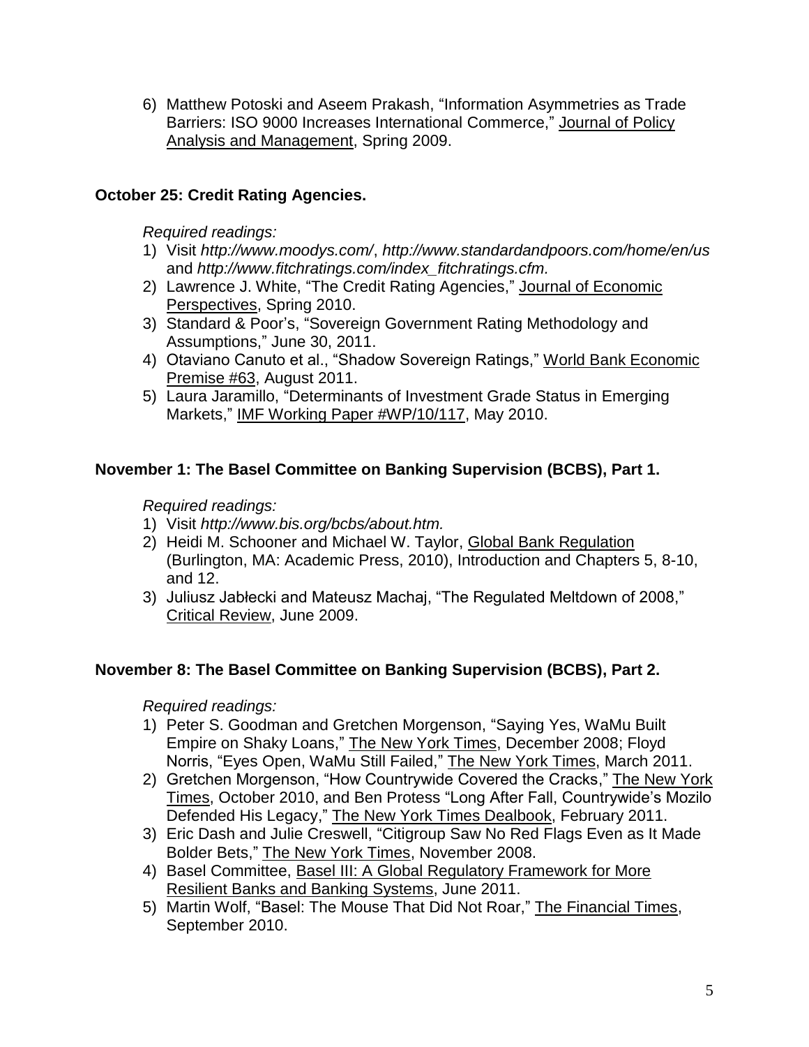6) Matthew Potoski and Aseem Prakash, "Information Asymmetries as Trade Barriers: ISO 9000 Increases International Commerce," Journal of Policy Analysis and Management, Spring 2009.

**October 25: Credit Rating Agencies.**

*Required readings:*

1) Visit *http://www.moodys.com/*, *http://www.standardandpoors.com/home/en/us* and *http://www.fitchratings.com/index_fitchratings.cfm.*
2) Lawrence J. White, "The Credit Rating Agencies," Journal of Economic Perspectives, Spring 2010.
3) Standard & Poor's, "Sovereign Government Rating Methodology and Assumptions," June 30, 2011.
4) Otaviano Canuto et al., "Shadow Sovereign Ratings," World Bank Economic Premise #63, August 2011.
5) Laura Jaramillo, "Determinants of Investment Grade Status in Emerging Markets," IMF Working Paper #WP/10/117, May 2010.

**November 1: The Basel Committee on Banking Supervision (BCBS), Part 1.**

*Required readings:*

1) Visit *http://www.bis.org/bcbs/about.htm.*
2) Heidi M. Schooner and Michael W. Taylor, Global Bank Regulation (Burlington, MA: Academic Press, 2010), Introduction and Chapters 5, 8-10, and 12.
3) Juliusz Jabłecki and Mateusz Machaj, "The Regulated Meltdown of 2008," Critical Review, June 2009.

**November 8: The Basel Committee on Banking Supervision (BCBS), Part 2.**

*Required readings:*

1) Peter S. Goodman and Gretchen Morgenson, "Saying Yes, WaMu Built Empire on Shaky Loans," The New York Times, December 2008; Floyd Norris, "Eyes Open, WaMu Still Failed," The New York Times, March 2011.
2) Gretchen Morgenson, "How Countrywide Covered the Cracks," The New York Times, October 2010, and Ben Protess "Long After Fall, Countrywide's Mozilo Defended His Legacy," The New York Times Dealbook, February 2011.
3) Eric Dash and Julie Creswell, "Citigroup Saw No Red Flags Even as It Made Bolder Bets," The New York Times, November 2008.
4) Basel Committee, Basel III: A Global Regulatory Framework for More Resilient Banks and Banking Systems, June 2011.
5) Martin Wolf, "Basel: The Mouse That Did Not Roar," The Financial Times, September 2010.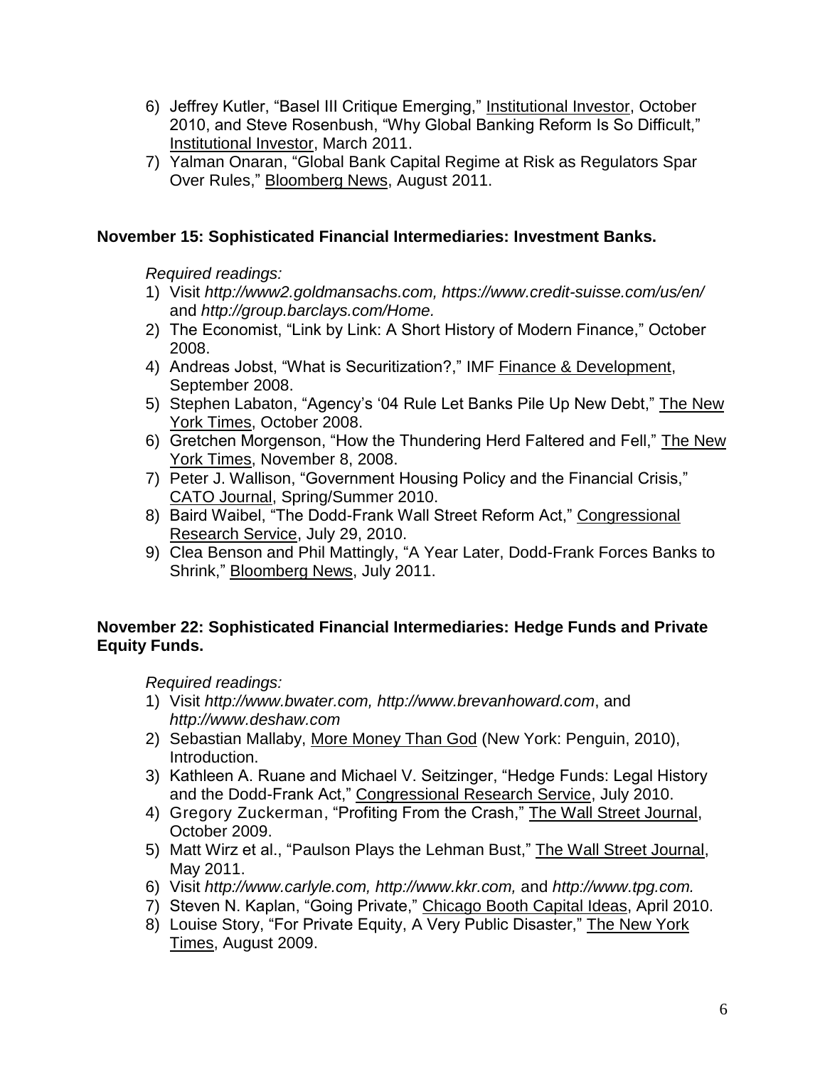6) Jeffrey Kutler, "Basel III Critique Emerging," Institutional Investor, October 2010, and Steve Rosenbush, "Why Global Banking Reform Is So Difficult," Institutional Investor, March 2011.
7) Yalman Onaran, "Global Bank Capital Regime at Risk as Regulators Spar Over Rules," Bloomberg News, August 2011.

**November 15: Sophisticated Financial Intermediaries: Investment Banks.**

*Required readings:*

1) Visit *http://www2.goldmansachs.com, https://www.credit-suisse.com/us/en/* and *http://group.barclays.com/Home.*
2) The Economist, "Link by Link: A Short History of Modern Finance," October 2008.
4) Andreas Jobst, "What is Securitization?," IMF Finance & Development, September 2008.
5) Stephen Labaton, "Agency's '04 Rule Let Banks Pile Up New Debt," The New York Times, October 2008.
6) Gretchen Morgenson, "How the Thundering Herd Faltered and Fell," The New York Times, November 8, 2008.
7) Peter J. Wallison, "Government Housing Policy and the Financial Crisis," CATO Journal, Spring/Summer 2010.
8) Baird Waibel, "The Dodd-Frank Wall Street Reform Act," Congressional Research Service, July 29, 2010.
9) Clea Benson and Phil Mattingly, "A Year Later, Dodd-Frank Forces Banks to Shrink," Bloomberg News, July 2011.

**November 22: Sophisticated Financial Intermediaries: Hedge Funds and Private Equity Funds.**

*Required readings:*

1) Visit *http://www.bwater.com, http://www.brevanhoward.com*, and *http://www.deshaw.com*
2) Sebastian Mallaby, More Money Than God (New York: Penguin, 2010), Introduction.
3) Kathleen A. Ruane and Michael V. Seitzinger, "Hedge Funds: Legal History and the Dodd-Frank Act," Congressional Research Service, July 2010.
4) Gregory Zuckerman, "Profiting From the Crash," The Wall Street Journal, October 2009.
5) Matt Wirz et al., "Paulson Plays the Lehman Bust," The Wall Street Journal, May 2011.
6) Visit *http://www.carlyle.com, http://www.kkr.com,* and *http://www.tpg.com.*
7) Steven N. Kaplan, "Going Private," Chicago Booth Capital Ideas, April 2010.
8) Louise Story, "For Private Equity, A Very Public Disaster," The New York Times, August 2009.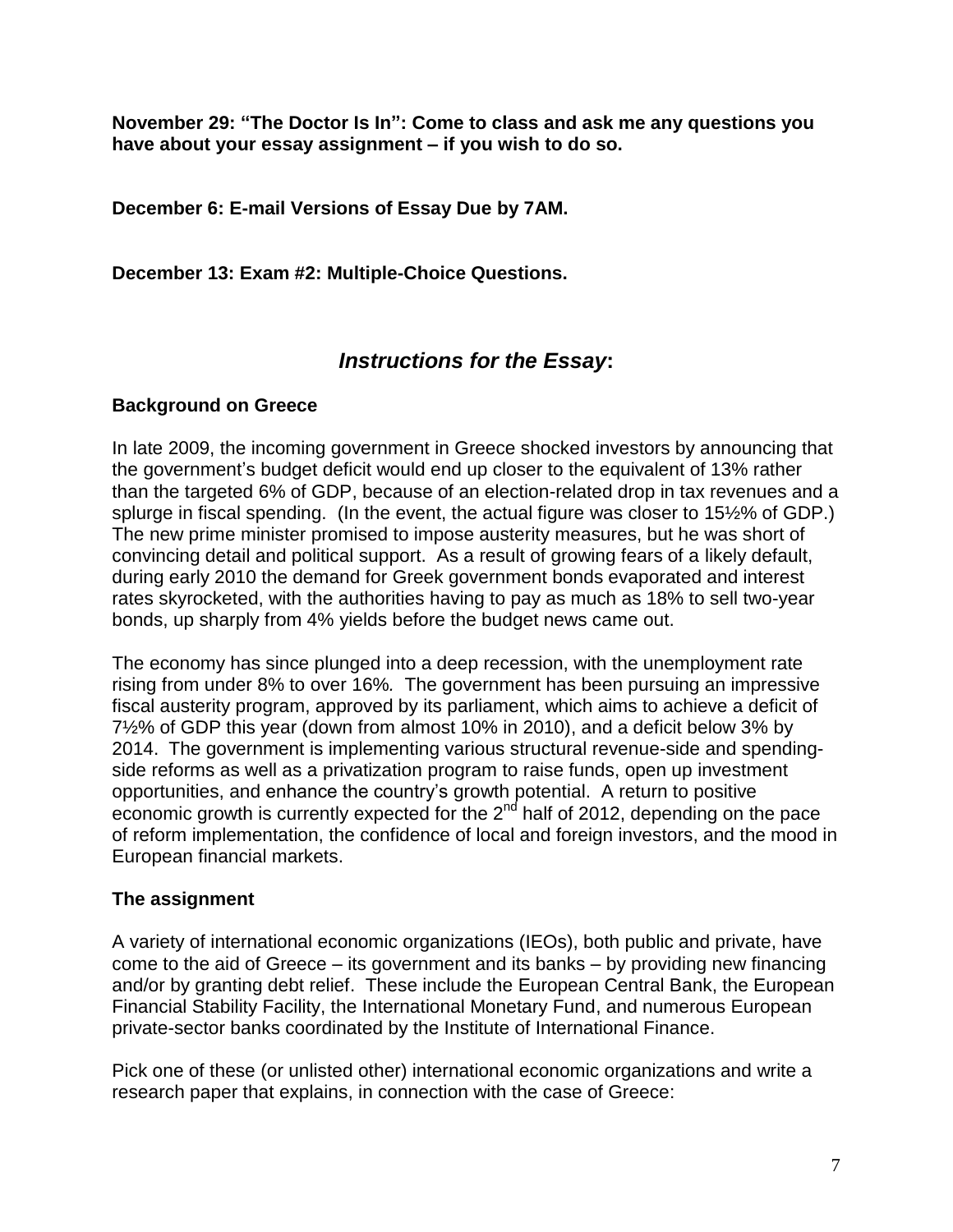**November 29: "The Doctor Is In": Come to class and ask me any questions you have about your essay assignment – if you wish to do so.**

**December 6: E-mail Versions of Essay Due by 7AM.**

**December 13: Exam #2: Multiple-Choice Questions.**

## *Instructions for the Essay*:

### Background on Greece

In late 2009, the incoming government in Greece shocked investors by announcing that the government's budget deficit would end up closer to the equivalent of 13% rather than the targeted 6% of GDP, because of an election-related drop in tax revenues and a splurge in fiscal spending. (In the event, the actual figure was closer to 15½% of GDP.) The new prime minister promised to impose austerity measures, but he was short of convincing detail and political support. As a result of growing fears of a likely default, during early 2010 the demand for Greek government bonds evaporated and interest rates skyrocketed, with the authorities having to pay as much as 18% to sell two-year bonds, up sharply from 4% yields before the budget news came out.

The economy has since plunged into a deep recession, with the unemployment rate rising from under 8% to over 16%. The government has been pursuing an impressive fiscal austerity program, approved by its parliament, which aims to achieve a deficit of 7½% of GDP this year (down from almost 10% in 2010), and a deficit below 3% by 2014. The government is implementing various structural revenue-side and spending-side reforms as well as a privatization program to raise funds, open up investment opportunities, and enhance the country's growth potential. A return to positive economic growth is currently expected for the 2nd half of 2012, depending on the pace of reform implementation, the confidence of local and foreign investors, and the mood in European financial markets.

### The assignment

A variety of international economic organizations (IEOs), both public and private, have come to the aid of Greece – its government and its banks – by providing new financing and/or by granting debt relief. These include the European Central Bank, the European Financial Stability Facility, the International Monetary Fund, and numerous European private-sector banks coordinated by the Institute of International Finance.

Pick one of these (or unlisted other) international economic organizations and write a research paper that explains, in connection with the case of Greece: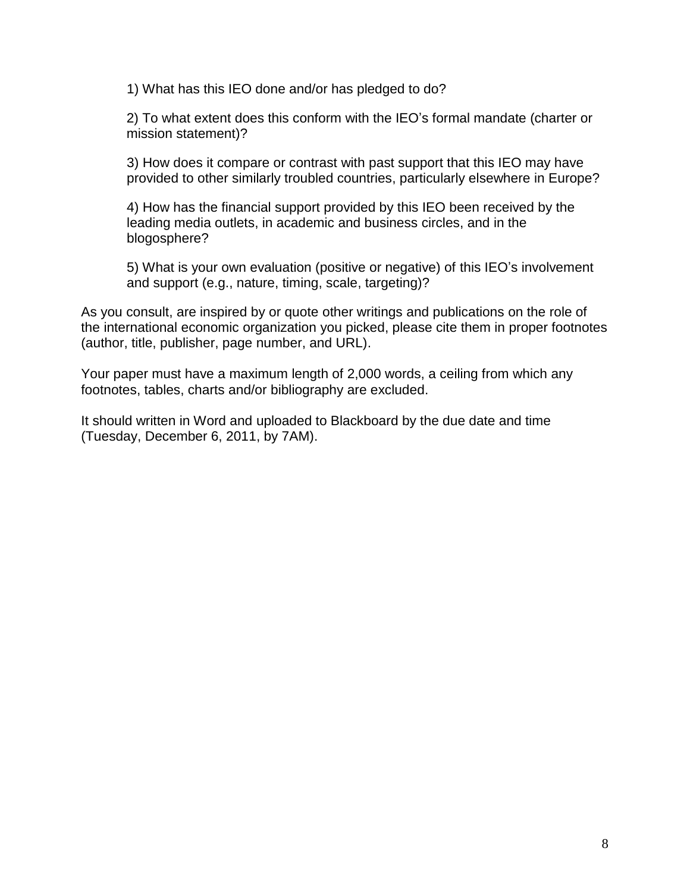1) What has this IEO done and/or has pledged to do?

2) To what extent does this conform with the IEO's formal mandate (charter or mission statement)?

3) How does it compare or contrast with past support that this IEO may have provided to other similarly troubled countries, particularly elsewhere in Europe?

4) How has the financial support provided by this IEO been received by the leading media outlets, in academic and business circles, and in the blogosphere?

5) What is your own evaluation (positive or negative) of this IEO's involvement and support (e.g., nature, timing, scale, targeting)?

As you consult, are inspired by or quote other writings and publications on the role of the international economic organization you picked, please cite them in proper footnotes (author, title, publisher, page number, and URL).

Your paper must have a maximum length of 2,000 words, a ceiling from which any footnotes, tables, charts and/or bibliography are excluded.

It should written in Word and uploaded to Blackboard by the due date and time (Tuesday, December 6, 2011, by 7AM).